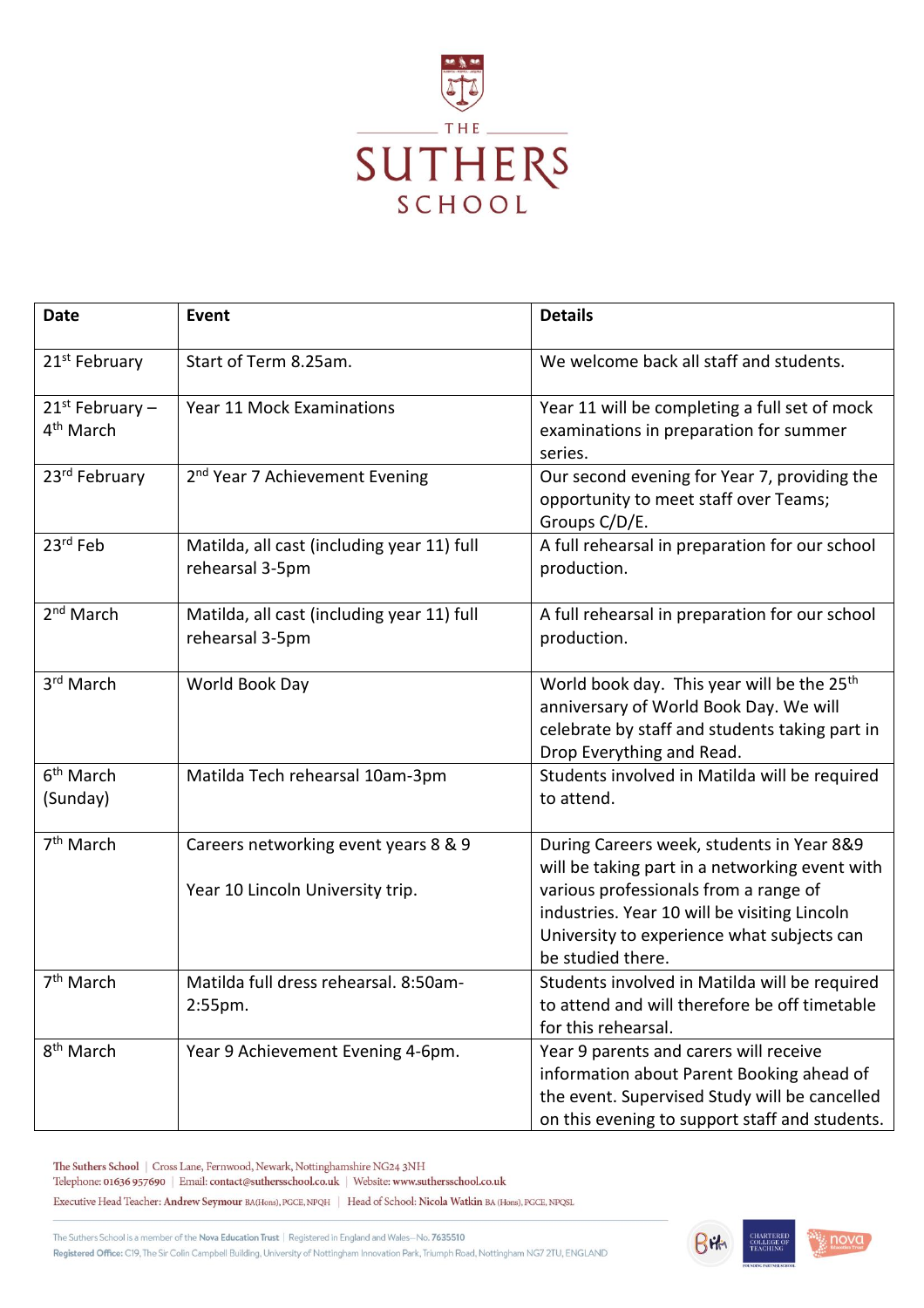# THE SUTHERS SCHOOL

| Date | Event | Details |
|---|---|---|
| 21st February | Start of Term 8.25am. | We welcome back all staff and students. |
| 21st February – 4th March | Year 11 Mock Examinations | Year 11 will be completing a full set of mock examinations in preparation for summer series. |
| 23rd February | 2nd Year 7 Achievement Evening | Our second evening for Year 7, providing the opportunity to meet staff over Teams; Groups C/D/E. |
| 23rd Feb | Matilda, all cast (including year 11) full rehearsal 3-5pm | A full rehearsal in preparation for our school production. |
| 2nd March | Matilda, all cast (including year 11) full rehearsal 3-5pm | A full rehearsal in preparation for our school production. |
| 3rd March | World Book Day | World book day. This year will be the 25th anniversary of World Book Day. We will celebrate by staff and students taking part in Drop Everything and Read. |
| 6th March (Sunday) | Matilda Tech rehearsal 10am-3pm | Students involved in Matilda will be required to attend. |
| 7th March | Careers networking event years 8 & 9<br><br>Year 10 Lincoln University trip. | During Careers week, students in Year 8&9 will be taking part in a networking event with various professionals from a range of industries. Year 10 will be visiting Lincoln University to experience what subjects can be studied there. |
| 7th March | Matilda full dress rehearsal. 8:50am-2:55pm. | Students involved in Matilda will be required to attend and will therefore be off timetable for this rehearsal. |
| 8th March | Year 9 Achievement Evening 4-6pm. | Year 9 parents and carers will receive information about Parent Booking ahead of the event. Supervised Study will be cancelled on this evening to support staff and students. |

The Suthers School | Cross Lane, Fernwood, Newark, Nottinghamshire NG24 3NH
Telephone: 01636 957690 | Email: contact@suthersschool.co.uk | Website: www.suthersschool.co.uk
Executive Head Teacher: Andrew Seymour BA(Hons), PGCE, NPQH | Head of School: Nicola Watkin BA (Hons), PGCE, NPQSL

The Suthers School is a member of the Nova Education Trust | Registered in England and Wales – No. 7635510
Registered Office: C19, The Sir Colin Campbell Building, University of Nottingham Innovation Park, Triumph Road, Nottingham NG7 2TU, ENGLAND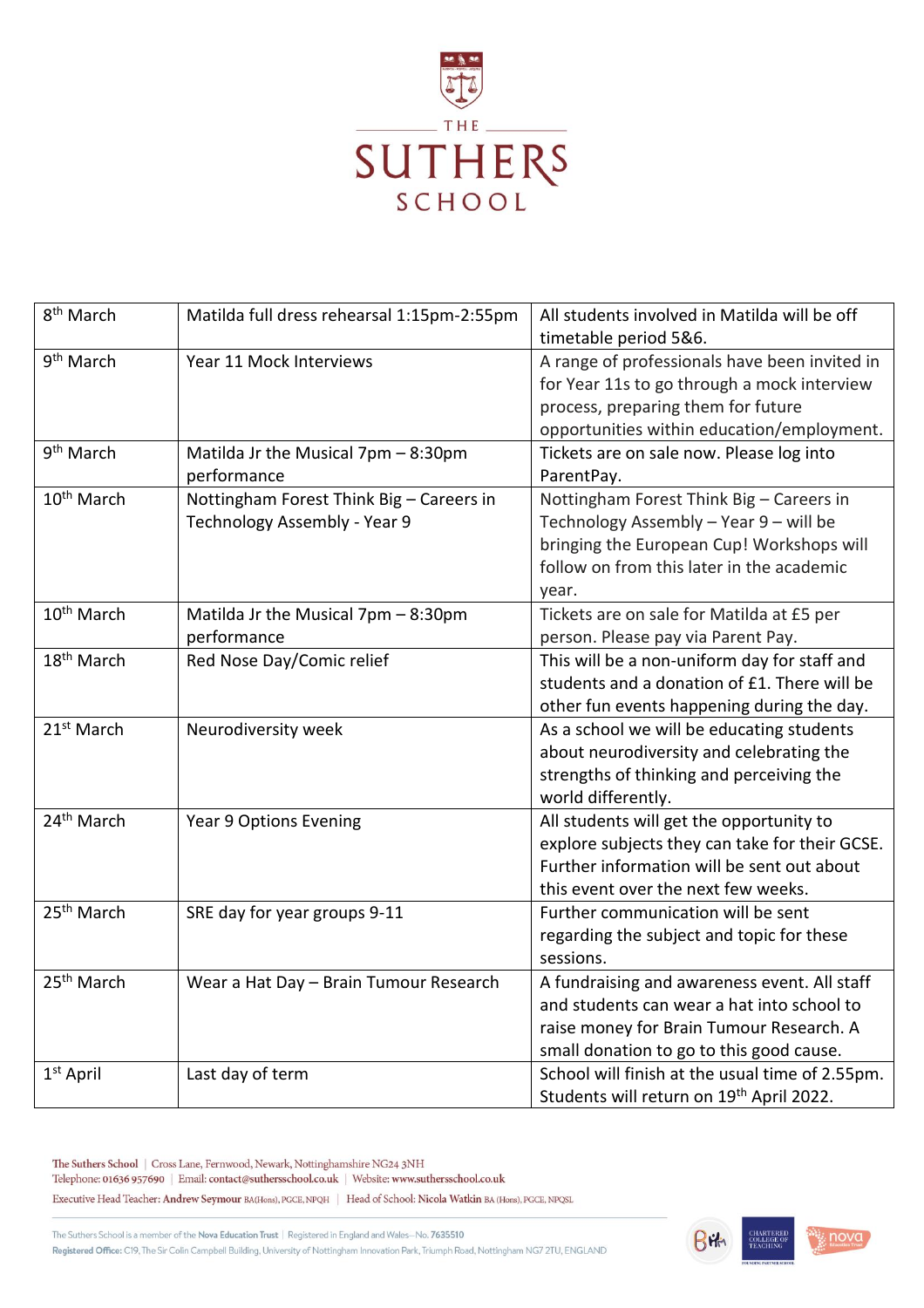| | | |
|---|---|---|
| 8th March | Matilda full dress rehearsal 1:15pm-2:55pm | All students involved in Matilda will be off timetable period 5&6. |
| 9th March | Year 11 Mock Interviews | A range of professionals have been invited in for Year 11s to go through a mock interview process, preparing them for future opportunities within education/employment. |
| 9th March | Matilda Jr the Musical 7pm – 8:30pm performance | Tickets are on sale now. Please log into ParentPay. |
| 10th March | Nottingham Forest Think Big – Careers in Technology Assembly - Year 9 | Nottingham Forest Think Big – Careers in Technology Assembly – Year 9 – will be bringing the European Cup! Workshops will follow on from this later in the academic year. |
| 10th March | Matilda Jr the Musical 7pm – 8:30pm performance | Tickets are on sale for Matilda at £5 per person. Please pay via Parent Pay. |
| 18th March | Red Nose Day/Comic relief | This will be a non-uniform day for staff and students and a donation of £1. There will be other fun events happening during the day. |
| 21st March | Neurodiversity week | As a school we will be educating students about neurodiversity and celebrating the strengths of thinking and perceiving the world differently. |
| 24th March | Year 9 Options Evening | All students will get the opportunity to explore subjects they can take for their GCSE. Further information will be sent out about this event over the next few weeks. |
| 25th March | SRE day for year groups 9-11 | Further communication will be sent regarding the subject and topic for these sessions. |
| 25th March | Wear a Hat Day – Brain Tumour Research | A fundraising and awareness event. All staff and students can wear a hat into school to raise money for Brain Tumour Research. A small donation to go to this good cause. |
| 1st April | Last day of term | School will finish at the usual time of 2.55pm. Students will return on 19th April 2022. |